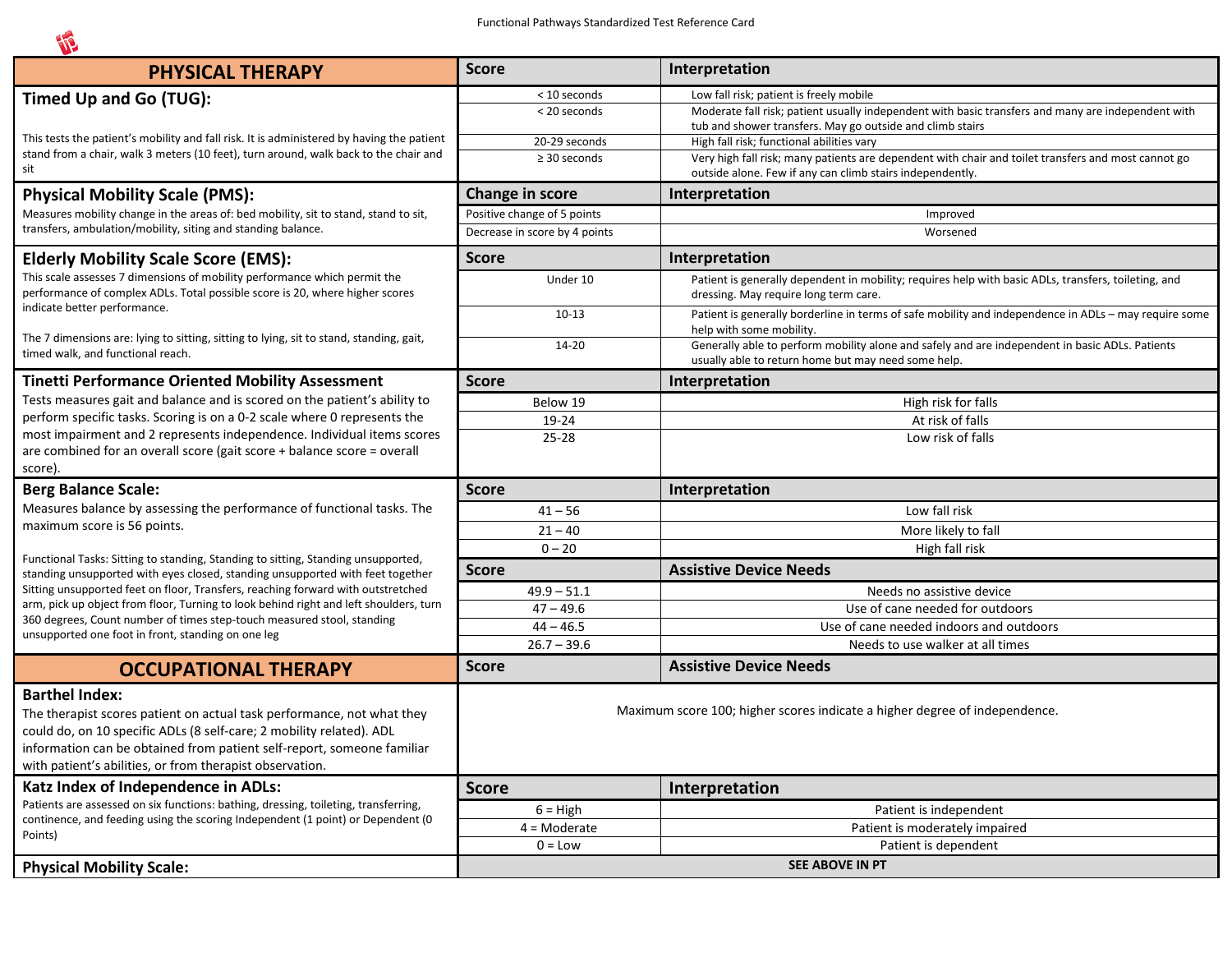## PHYSICAL THERAPY

### Timed Up and Go (TUG):

This tests the patient's mobility and fall risk. It is administered by having the patient stand from a chair, walk 3 meters (10 feet), turn around, walk back to the chair and sit

| Score | Interpretation |
|---|---|
| < 10 seconds | Low fall risk; patient is freely mobile |
| < 20 seconds | Moderate fall risk; patient usually independent with basic transfers and many are independent with tub and shower transfers. May go outside and climb stairs |
| 20-29 seconds | High fall risk; functional abilities vary |
| ≥ 30 seconds | Very high fall risk; many patients are dependent with chair and toilet transfers and most cannot go outside alone. Few if any can climb stairs independently. |

### Physical Mobility Scale (PMS):

Measures mobility change in the areas of: bed mobility, sit to stand, stand to sit, transfers, ambulation/mobility, siting and standing balance.

| Change in score | Interpretation |
|---|---|
| Positive change of 5 points | Improved |
| Decrease in score by 4 points | Worsened |

### Elderly Mobility Scale Score (EMS):

This scale assesses 7 dimensions of mobility performance which permit the performance of complex ADLs. Total possible score is 20, where higher scores indicate better performance.

The 7 dimensions are: lying to sitting, sitting to lying, sit to stand, standing, gait, timed walk, and functional reach.

| Score | Interpretation |
|---|---|
| Under 10 | Patient is generally dependent in mobility; requires help with basic ADLs, transfers, toileting, and dressing. May require long term care. |
| 10-13 | Patient is generally borderline in terms of safe mobility and independence in ADLs – may require some help with some mobility. |
| 14-20 | Generally able to perform mobility alone and safely and are independent in basic ADLs. Patients usually able to return home but may need some help. |

### Tinetti Performance Oriented Mobility Assessment

Tests measures gait and balance and is scored on the patient's ability to perform specific tasks. Scoring is on a 0-2 scale where 0 represents the most impairment and 2 represents independence. Individual items scores are combined for an overall score (gait score + balance score = overall score).

| Score | Interpretation |
|---|---|
| Below 19 | High risk for falls |
| 19-24 | At risk of falls |
| 25-28 | Low risk of falls |

### Berg Balance Scale:

Measures balance by assessing the performance of functional tasks. The maximum score is 56 points.

Functional Tasks: Sitting to standing, Standing to sitting, Standing unsupported, standing unsupported with eyes closed, standing unsupported with feet together Sitting unsupported feet on floor, Transfers, reaching forward with outstretched arm, pick up object from floor, Turning to look behind right and left shoulders, turn 360 degrees, Count number of times step-touch measured stool, standing unsupported one foot in front, standing on one leg

| Score | Interpretation |
|---|---|
| 41 – 56 | Low fall risk |
| 21 – 40 | More likely to fall |
| 0 – 20 | High fall risk |

| Score | Assistive Device Needs |
|---|---|
| 49.9 – 51.1 | Needs no assistive device |
| 47 – 49.6 | Use of cane needed for outdoors |
| 44 – 46.5 | Use of cane needed indoors and outdoors |
| 26.7 – 39.6 | Needs to use walker at all times |

## OCCUPATIONAL THERAPY

| Score | Assistive Device Needs |
|---|---|

### Barthel Index:

The therapist scores patient on actual task performance, not what they could do, on 10 specific ADLs (8 self-care; 2 mobility related). ADL information can be obtained from patient self-report, someone familiar with patient's abilities, or from therapist observation.

Maximum score 100; higher scores indicate a higher degree of independence.

### Katz Index of Independence in ADLs:

Patients are assessed on six functions: bathing, dressing, toileting, transferring, continence, and feeding using the scoring Independent (1 point) or Dependent (0 Points)

| Score | Interpretation |
|---|---|
| 6 = High | Patient is independent |
| 4 = Moderate | Patient is moderately impaired |
| 0 = Low | Patient is dependent |

### Physical Mobility Scale:

**SEE ABOVE IN PT**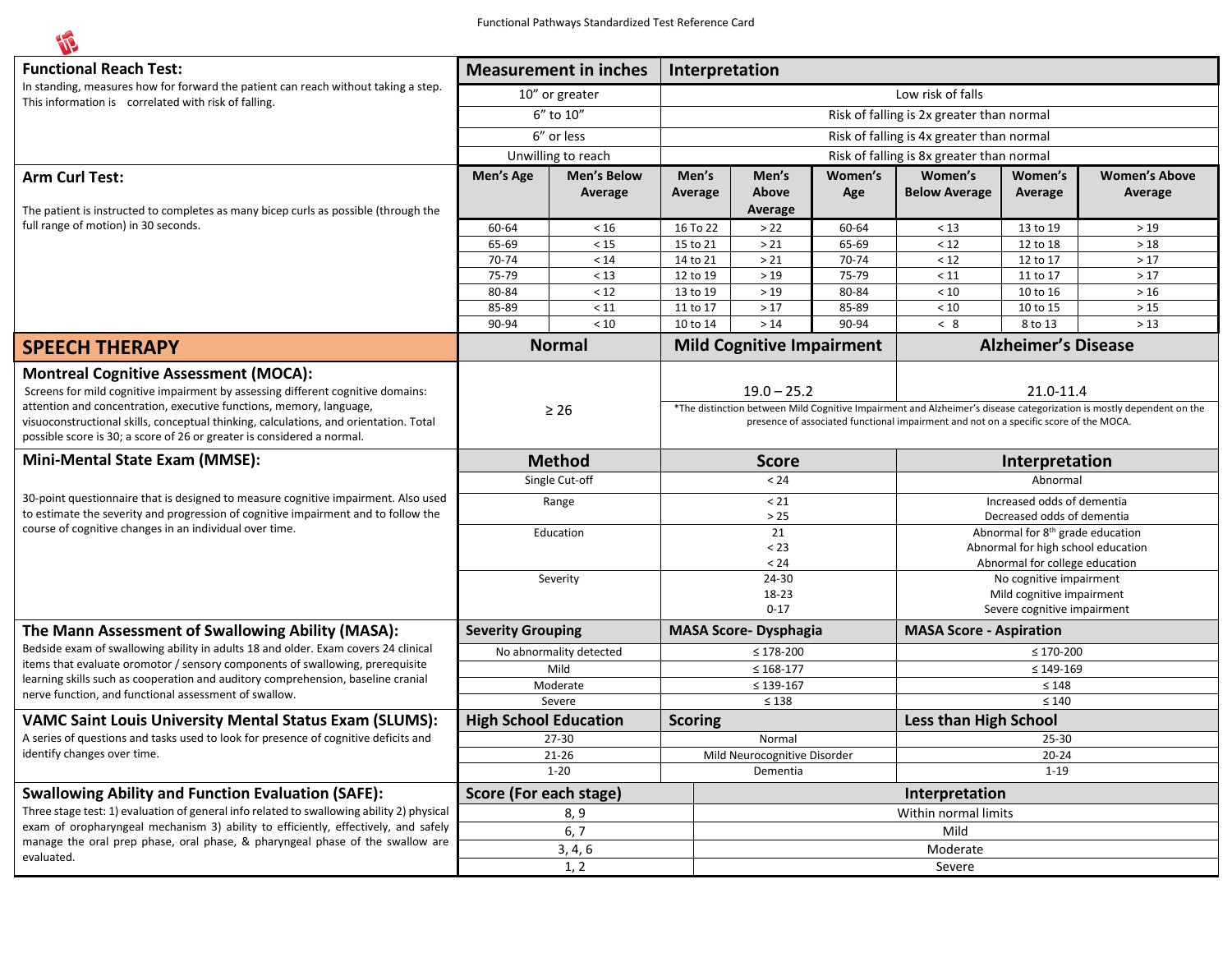Functional Pathways Standardized Test Reference Card

## Functional Reach Test:

In standing, measures how for forward the patient can reach without taking a step. This information is correlated with risk of falling.

| Measurement in inches | Interpretation |
|---|---|
| 10" or greater | Low risk of falls |
| 6" to 10" | Risk of falling is 2x greater than normal |
| 6" or less | Risk of falling is 4x greater than normal |
| Unwilling to reach | Risk of falling is 8x greater than normal |

## Arm Curl Test:

The patient is instructed to completes as many bicep curls as possible (through the full range of motion) in 30 seconds.

| Men's Age | Men's Below Average | Men's Average | Men's Above Average | Women's Age | Women's Below Average | Women's Average | Women's Above Average |
|---|---|---|---|---|---|---|---|
| 60-64 | < 16 | 16 To 22 | > 22 | 60-64 | < 13 | 13 to 19 | > 19 |
| 65-69 | < 15 | 15 to 21 | > 21 | 65-69 | < 12 | 12 to 18 | > 18 |
| 70-74 | < 14 | 14 to 21 | > 21 | 70-74 | < 12 | 12 to 17 | > 17 |
| 75-79 | < 13 | 12 to 19 | > 19 | 75-79 | < 11 | 11 to 17 | > 17 |
| 80-84 | < 12 | 13 to 19 | > 19 | 80-84 | < 10 | 10 to 16 | > 16 |
| 85-89 | < 11 | 11 to 17 | > 17 | 85-89 | < 10 | 10 to 15 | > 15 |
| 90-94 | < 10 | 10 to 14 | > 14 | 90-94 | < 8 | 8 to 13 | > 13 |

# SPEECH THERAPY

## Montreal Cognitive Assessment (MOCA):

Screens for mild cognitive impairment by assessing different cognitive domains: attention and concentration, executive functions, memory, language, visuoconstructional skills, conceptual thinking, calculations, and orientation. Total possible score is 30; a score of 26 or greater is considered a normal.

| Normal | Mild Cognitive Impairment | Alzheimer's Disease |
|---|---|---|
| ≥ 26 | 19.0 – 25.2 | 21.0-11.4 |

*The distinction between Mild Cognitive Impairment and Alzheimer's disease categorization is mostly dependent on the presence of associated functional impairment and not on a specific score of the MOCA.

## Mini-Mental State Exam (MMSE):

30-point questionnaire that is designed to measure cognitive impairment. Also used to estimate the severity and progression of cognitive impairment and to follow the course of cognitive changes in an individual over time.

| Method | Score | Interpretation |
|---|---|---|
| Single Cut-off | < 24 | Abnormal |
| Range | < 21<br>> 25 | Increased odds of dementia<br>Decreased odds of dementia |
| Education | 21<br>< 23<br>< 24 | Abnormal for 8th grade education<br>Abnormal for high school education<br>Abnormal for college education |
| Severity | 24-30<br>18-23<br>0-17 | No cognitive impairment<br>Mild cognitive impairment<br>Severe cognitive impairment |

## The Mann Assessment of Swallowing Ability (MASA):

Bedside exam of swallowing ability in adults 18 and older. Exam covers 24 clinical items that evaluate oromotor / sensory components of swallowing, prerequisite learning skills such as cooperation and auditory comprehension, baseline cranial nerve function, and functional assessment of swallow.

| Severity Grouping | MASA Score- Dysphagia | MASA Score - Aspiration |
|---|---|---|
| No abnormality detected | ≤ 178-200 | ≤ 170-200 |
| Mild | ≤ 168-177 | ≤ 149-169 |
| Moderate | ≤ 139-167 | ≤ 148 |
| Severe | ≤ 138 | ≤ 140 |

## VAMC Saint Louis University Mental Status Exam (SLUMS):

A series of questions and tasks used to look for presence of cognitive deficits and identify changes over time.

| High School Education | Scoring | Less than High School |
|---|---|---|
| 27-30 | Normal | 25-30 |
| 21-26 | Mild Neurocognitive Disorder | 20-24 |
| 1-20 | Dementia | 1-19 |

## Swallowing Ability and Function Evaluation (SAFE):

Three stage test: 1) evaluation of general info related to swallowing ability 2) physical exam of oropharyngeal mechanism 3) ability to efficiently, effectively, and safely manage the oral prep phase, oral phase, & pharyngeal phase of the swallow are evaluated.

| Score (For each stage) | Interpretation |
|---|---|
| 8, 9 | Within normal limits |
| 6, 7 | Mild |
| 3, 4, 6 | Moderate |
| 1, 2 | Severe |